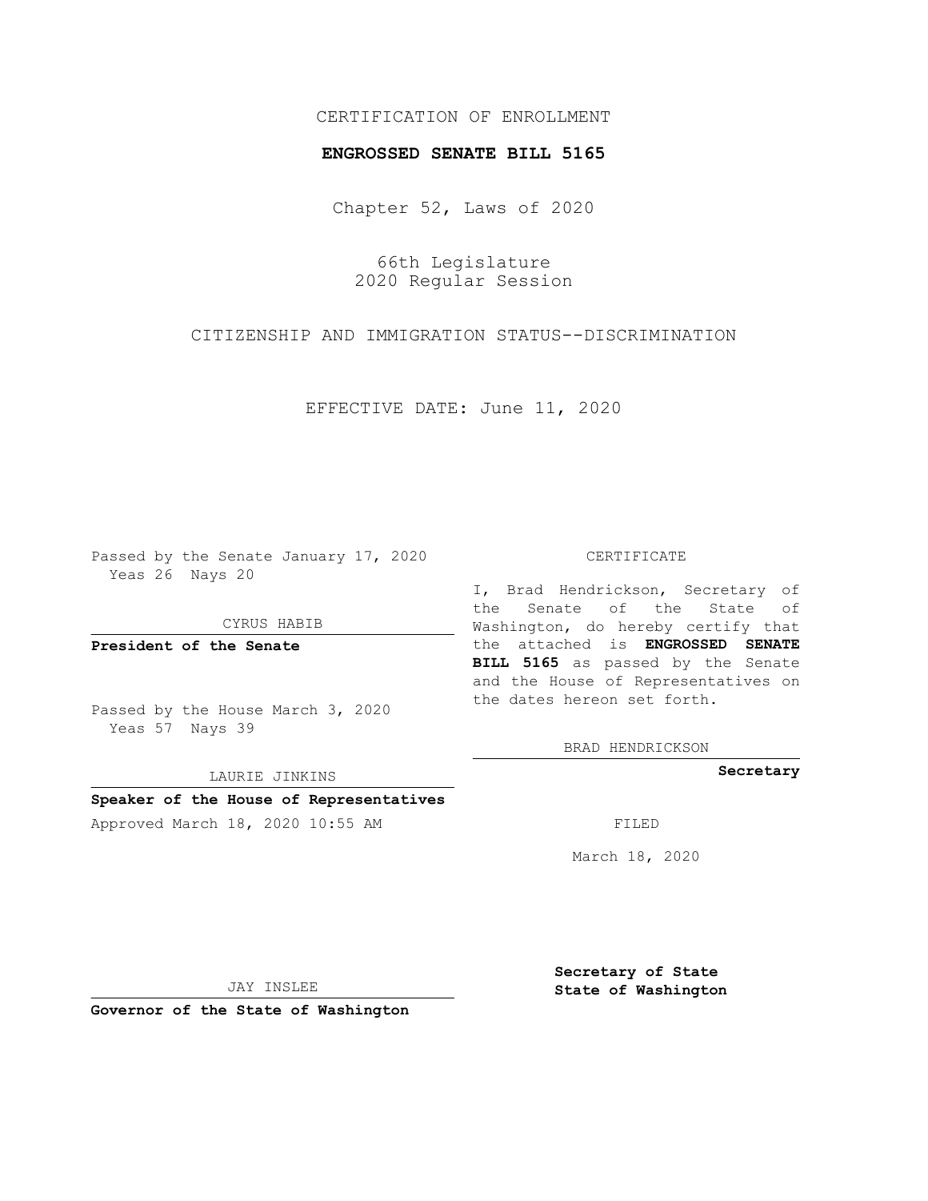CERTIFICATION OF ENROLLMENT

**ENGROSSED SENATE BILL 5165**

Chapter 52, Laws of 2020

66th Legislature
2020 Regular Session

CITIZENSHIP AND IMMIGRATION STATUS--DISCRIMINATION

EFFECTIVE DATE: June 11, 2020

Passed by the Senate January 17, 2020
Yeas 26 Nays 20

CYRUS HABIB

**President of the Senate**

Passed by the House March 3, 2020
Yeas 57 Nays 39

LAURIE JINKINS

**Speaker of the House of Representatives**

Approved March 18, 2020 10:55 AM

JAY INSLEE

**Governor of the State of Washington**

CERTIFICATE

I, Brad Hendrickson, Secretary of the Senate of the State of Washington, do hereby certify that the attached is **ENGROSSED SENATE BILL 5165** as passed by the Senate and the House of Representatives on the dates hereon set forth.

BRAD HENDRICKSON

**Secretary**

FILED

March 18, 2020

**Secretary of State**
**State of Washington**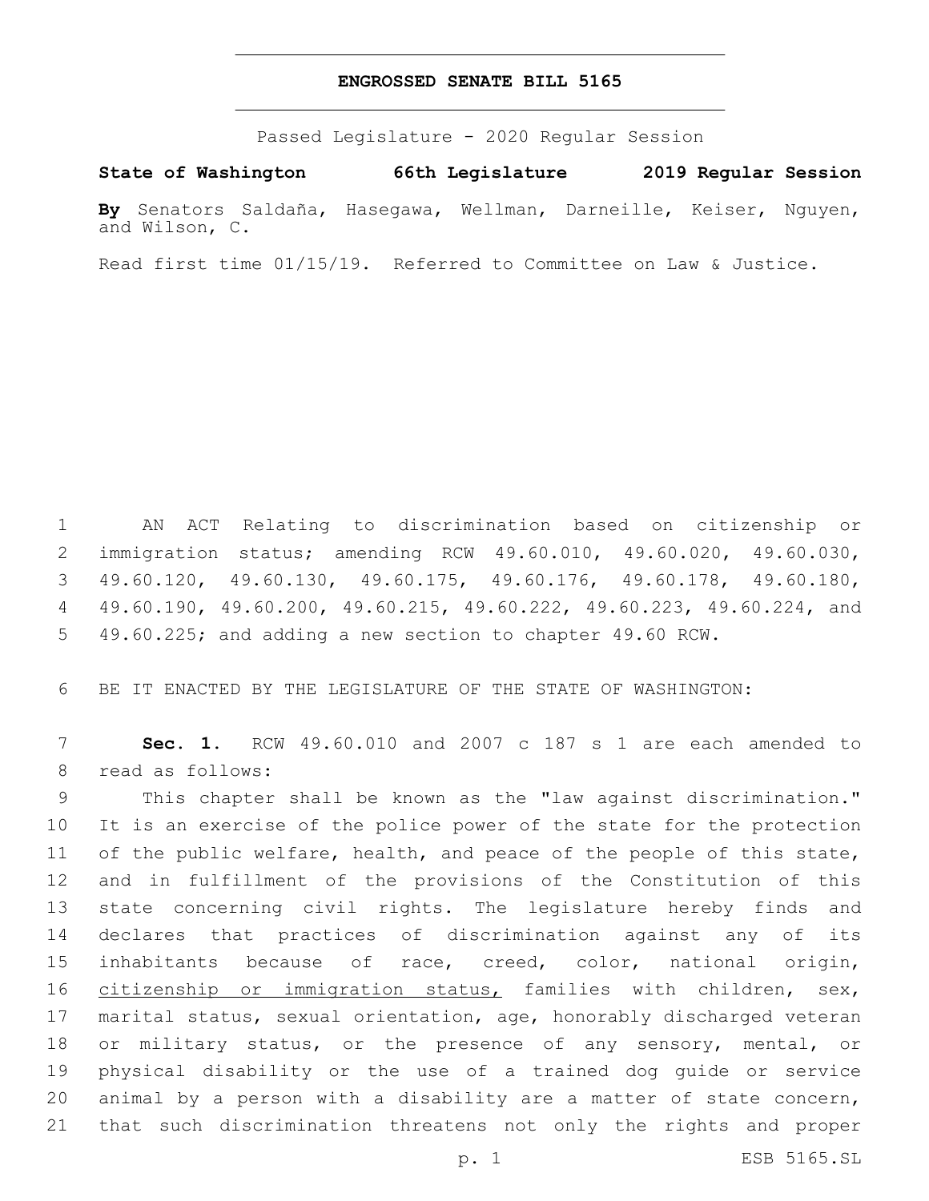**ENGROSSED SENATE BILL 5165**

Passed Legislature - 2020 Regular Session

**State of Washington 66th Legislature 2019 Regular Session**

**By** Senators Saldaña, Hasegawa, Wellman, Darneille, Keiser, Nguyen, and Wilson, C.

Read first time 01/15/19. Referred to Committee on Law & Justice.

1 AN ACT Relating to discrimination based on citizenship or
2 immigration status; amending RCW 49.60.010, 49.60.020, 49.60.030,
3 49.60.120, 49.60.130, 49.60.175, 49.60.176, 49.60.178, 49.60.180,
4 49.60.190, 49.60.200, 49.60.215, 49.60.222, 49.60.223, 49.60.224, and
5 49.60.225; and adding a new section to chapter 49.60 RCW.

6 BE IT ENACTED BY THE LEGISLATURE OF THE STATE OF WASHINGTON:

7 **Sec. 1.** RCW 49.60.010 and 2007 c 187 s 1 are each amended to
8 read as follows:

9 This chapter shall be known as the "law against discrimination."
10 It is an exercise of the police power of the state for the protection
11 of the public welfare, health, and peace of the people of this state,
12 and in fulfillment of the provisions of the Constitution of this
13 state concerning civil rights. The legislature hereby finds and
14 declares that practices of discrimination against any of its
15 inhabitants because of race, creed, color, national origin,
16 <u>citizenship or immigration status,</u> families with children, sex,
17 marital status, sexual orientation, age, honorably discharged veteran
18 or military status, or the presence of any sensory, mental, or
19 physical disability or the use of a trained dog guide or service
20 animal by a person with a disability are a matter of state concern,
21 that such discrimination threatens not only the rights and proper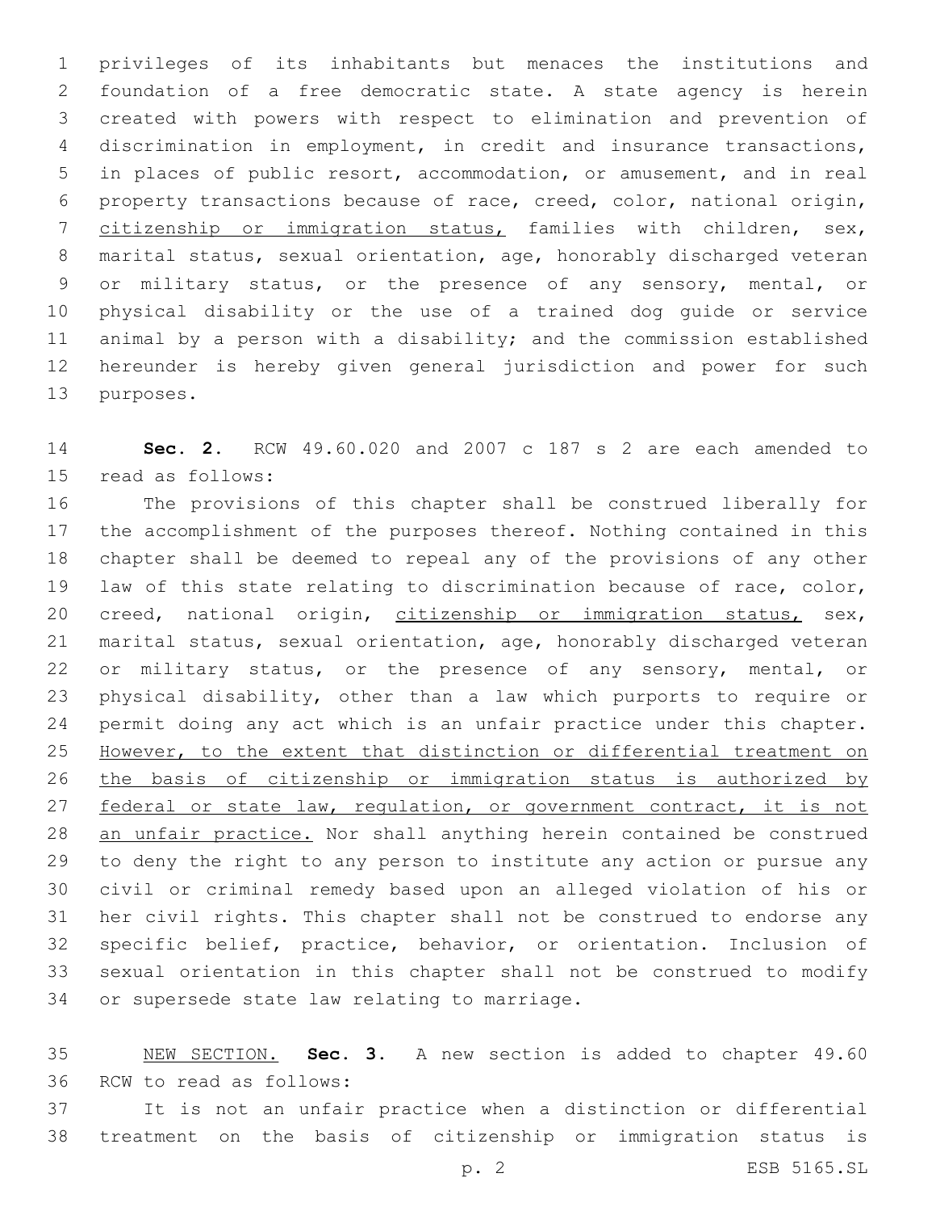privileges of its inhabitants but menaces the institutions and foundation of a free democratic state. A state agency is herein created with powers with respect to elimination and prevention of discrimination in employment, in credit and insurance transactions, in places of public resort, accommodation, or amusement, and in real property transactions because of race, creed, color, national origin, <u>citizenship or immigration status,</u> families with children, sex, marital status, sexual orientation, age, honorably discharged veteran or military status, or the presence of any sensory, mental, or physical disability or the use of a trained dog guide or service animal by a person with a disability; and the commission established hereunder is hereby given general jurisdiction and power for such purposes.

**Sec. 2.** RCW 49.60.020 and 2007 c 187 s 2 are each amended to read as follows:

The provisions of this chapter shall be construed liberally for the accomplishment of the purposes thereof. Nothing contained in this chapter shall be deemed to repeal any of the provisions of any other law of this state relating to discrimination because of race, color, creed, national origin, <u>citizenship or immigration status,</u> sex, marital status, sexual orientation, age, honorably discharged veteran or military status, or the presence of any sensory, mental, or physical disability, other than a law which purports to require or permit doing any act which is an unfair practice under this chapter. <u>However, to the extent that distinction or differential treatment on the basis of citizenship or immigration status is authorized by federal or state law, regulation, or government contract, it is not an unfair practice.</u> Nor shall anything herein contained be construed to deny the right to any person to institute any action or pursue any civil or criminal remedy based upon an alleged violation of his or her civil rights. This chapter shall not be construed to endorse any specific belief, practice, behavior, or orientation. Inclusion of sexual orientation in this chapter shall not be construed to modify or supersede state law relating to marriage.

<u>NEW SECTION.</u> **Sec. 3.** A new section is added to chapter 49.60 RCW to read as follows:

It is not an unfair practice when a distinction or differential treatment on the basis of citizenship or immigration status is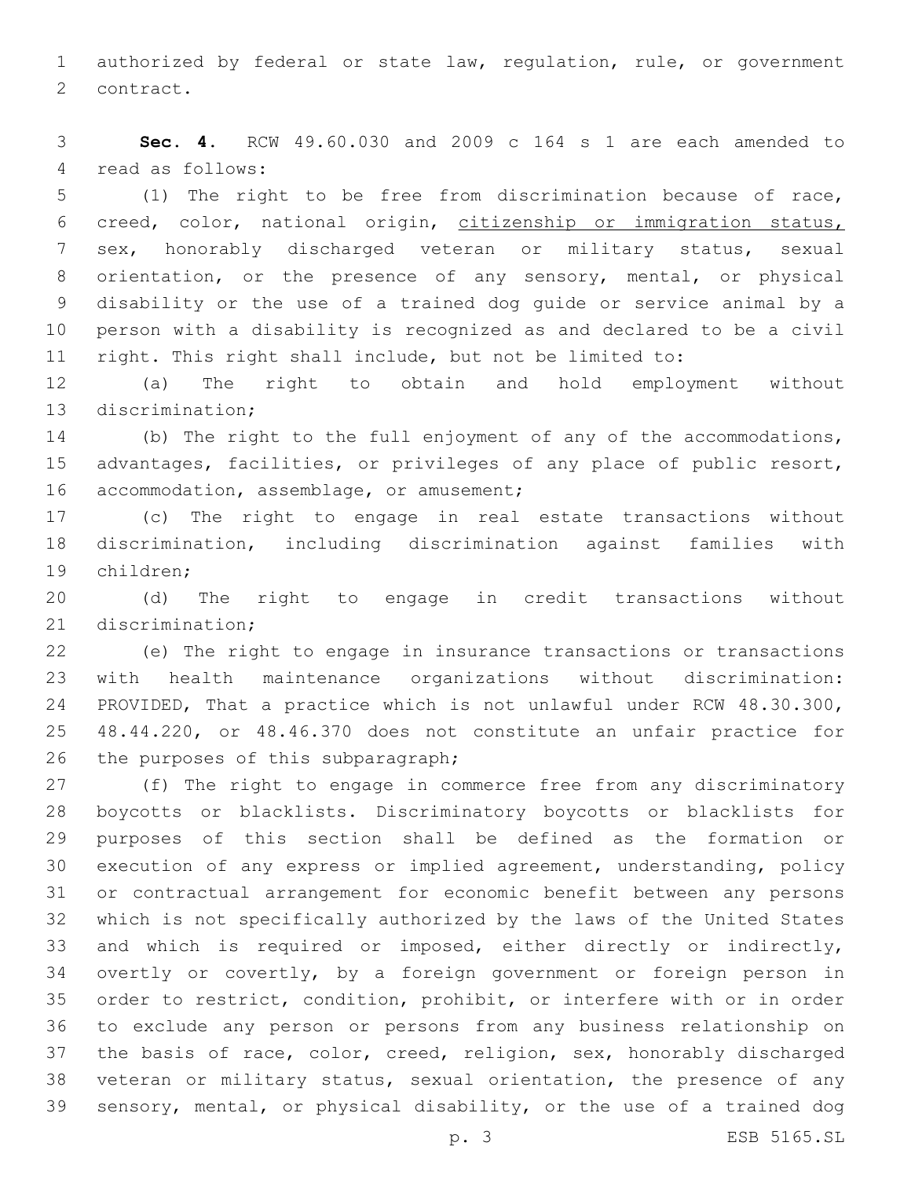authorized by federal or state law, regulation, rule, or government contract.

**Sec. 4.** RCW 49.60.030 and 2009 c 164 s 1 are each amended to read as follows:

(1) The right to be free from discrimination because of race, creed, color, national origin, <u>citizenship or immigration status,</u> sex, honorably discharged veteran or military status, sexual orientation, or the presence of any sensory, mental, or physical disability or the use of a trained dog guide or service animal by a person with a disability is recognized as and declared to be a civil right. This right shall include, but not be limited to:

(a) The right to obtain and hold employment without discrimination;

(b) The right to the full enjoyment of any of the accommodations, advantages, facilities, or privileges of any place of public resort, accommodation, assemblage, or amusement;

(c) The right to engage in real estate transactions without discrimination, including discrimination against families with children;

(d) The right to engage in credit transactions without discrimination;

(e) The right to engage in insurance transactions or transactions with health maintenance organizations without discrimination: PROVIDED, That a practice which is not unlawful under RCW 48.30.300, 48.44.220, or 48.46.370 does not constitute an unfair practice for the purposes of this subparagraph;

(f) The right to engage in commerce free from any discriminatory boycotts or blacklists. Discriminatory boycotts or blacklists for purposes of this section shall be defined as the formation or execution of any express or implied agreement, understanding, policy or contractual arrangement for economic benefit between any persons which is not specifically authorized by the laws of the United States and which is required or imposed, either directly or indirectly, overtly or covertly, by a foreign government or foreign person in order to restrict, condition, prohibit, or interfere with or in order to exclude any person or persons from any business relationship on the basis of race, color, creed, religion, sex, honorably discharged veteran or military status, sexual orientation, the presence of any sensory, mental, or physical disability, or the use of a trained dog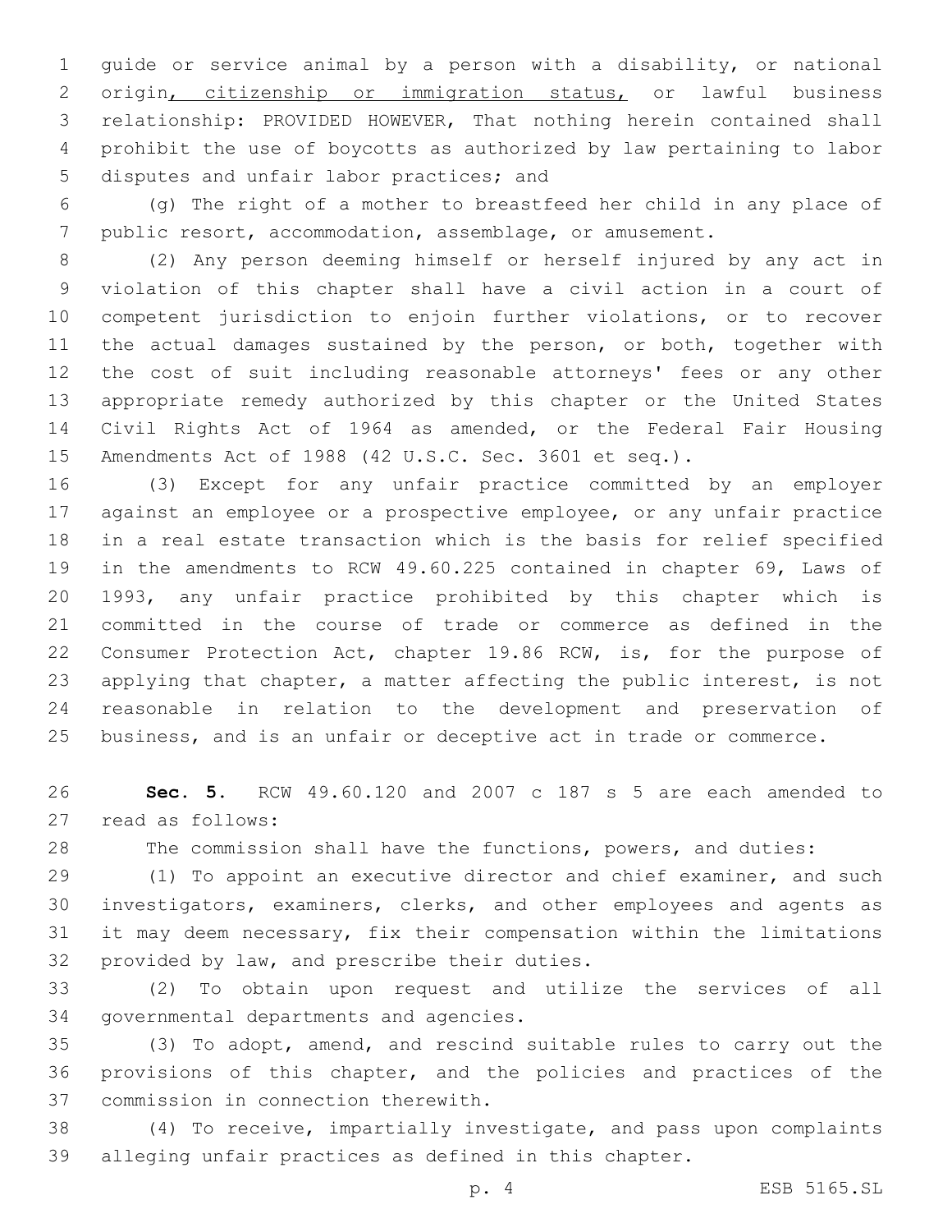guide or service animal by a person with a disability, or national origin, citizenship or immigration status, or lawful business relationship: PROVIDED HOWEVER, That nothing herein contained shall prohibit the use of boycotts as authorized by law pertaining to labor disputes and unfair labor practices; and

(g) The right of a mother to breastfeed her child in any place of public resort, accommodation, assemblage, or amusement.

(2) Any person deeming himself or herself injured by any act in violation of this chapter shall have a civil action in a court of competent jurisdiction to enjoin further violations, or to recover the actual damages sustained by the person, or both, together with the cost of suit including reasonable attorneys' fees or any other appropriate remedy authorized by this chapter or the United States Civil Rights Act of 1964 as amended, or the Federal Fair Housing Amendments Act of 1988 (42 U.S.C. Sec. 3601 et seq.).

(3) Except for any unfair practice committed by an employer against an employee or a prospective employee, or any unfair practice in a real estate transaction which is the basis for relief specified in the amendments to RCW 49.60.225 contained in chapter 69, Laws of 1993, any unfair practice prohibited by this chapter which is committed in the course of trade or commerce as defined in the Consumer Protection Act, chapter 19.86 RCW, is, for the purpose of applying that chapter, a matter affecting the public interest, is not reasonable in relation to the development and preservation of business, and is an unfair or deceptive act in trade or commerce.

**Sec. 5.** RCW 49.60.120 and 2007 c 187 s 5 are each amended to read as follows:

The commission shall have the functions, powers, and duties:

(1) To appoint an executive director and chief examiner, and such investigators, examiners, clerks, and other employees and agents as it may deem necessary, fix their compensation within the limitations provided by law, and prescribe their duties.

(2) To obtain upon request and utilize the services of all governmental departments and agencies.

(3) To adopt, amend, and rescind suitable rules to carry out the provisions of this chapter, and the policies and practices of the commission in connection therewith.

(4) To receive, impartially investigate, and pass upon complaints alleging unfair practices as defined in this chapter.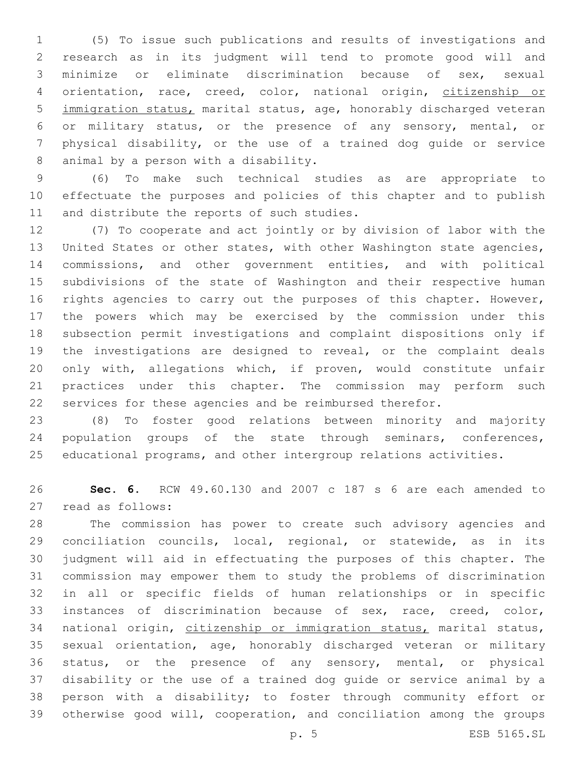(5) To issue such publications and results of investigations and research as in its judgment will tend to promote good will and minimize or eliminate discrimination because of sex, sexual orientation, race, creed, color, national origin, <u>citizenship or immigration status,</u> marital status, age, honorably discharged veteran or military status, or the presence of any sensory, mental, or physical disability, or the use of a trained dog guide or service animal by a person with a disability.

(6) To make such technical studies as are appropriate to effectuate the purposes and policies of this chapter and to publish and distribute the reports of such studies.

(7) To cooperate and act jointly or by division of labor with the United States or other states, with other Washington state agencies, commissions, and other government entities, and with political subdivisions of the state of Washington and their respective human rights agencies to carry out the purposes of this chapter. However, the powers which may be exercised by the commission under this subsection permit investigations and complaint dispositions only if the investigations are designed to reveal, or the complaint deals only with, allegations which, if proven, would constitute unfair practices under this chapter. The commission may perform such services for these agencies and be reimbursed therefor.

(8) To foster good relations between minority and majority population groups of the state through seminars, conferences, educational programs, and other intergroup relations activities.

**Sec. 6.** RCW 49.60.130 and 2007 c 187 s 6 are each amended to read as follows:

The commission has power to create such advisory agencies and conciliation councils, local, regional, or statewide, as in its judgment will aid in effectuating the purposes of this chapter. The commission may empower them to study the problems of discrimination in all or specific fields of human relationships or in specific instances of discrimination because of sex, race, creed, color, national origin, <u>citizenship or immigration status,</u> marital status, sexual orientation, age, honorably discharged veteran or military status, or the presence of any sensory, mental, or physical disability or the use of a trained dog guide or service animal by a person with a disability; to foster through community effort or otherwise good will, cooperation, and conciliation among the groups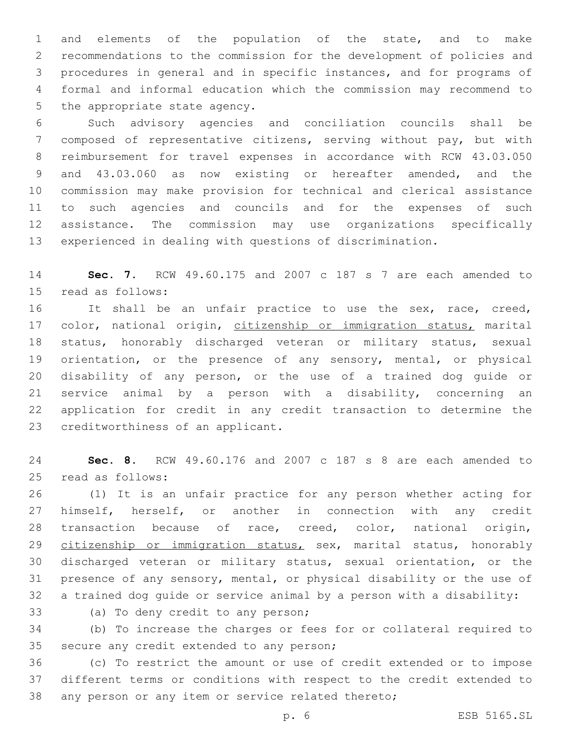and elements of the population of the state, and to make recommendations to the commission for the development of policies and procedures in general and in specific instances, and for programs of formal and informal education which the commission may recommend to the appropriate state agency.

Such advisory agencies and conciliation councils shall be composed of representative citizens, serving without pay, but with reimbursement for travel expenses in accordance with RCW 43.03.050 and 43.03.060 as now existing or hereafter amended, and the commission may make provision for technical and clerical assistance to such agencies and councils and for the expenses of such assistance. The commission may use organizations specifically experienced in dealing with questions of discrimination.

**Sec. 7.** RCW 49.60.175 and 2007 c 187 s 7 are each amended to read as follows:

It shall be an unfair practice to use the sex, race, creed, color, national origin, <u>citizenship or immigration status,</u> marital status, honorably discharged veteran or military status, sexual orientation, or the presence of any sensory, mental, or physical disability of any person, or the use of a trained dog guide or service animal by a person with a disability, concerning an application for credit in any credit transaction to determine the creditworthiness of an applicant.

**Sec. 8.** RCW 49.60.176 and 2007 c 187 s 8 are each amended to read as follows:

(1) It is an unfair practice for any person whether acting for himself, herself, or another in connection with any credit transaction because of race, creed, color, national origin, <u>citizenship or immigration status,</u> sex, marital status, honorably discharged veteran or military status, sexual orientation, or the presence of any sensory, mental, or physical disability or the use of a trained dog guide or service animal by a person with a disability:

(a) To deny credit to any person;

(b) To increase the charges or fees for or collateral required to secure any credit extended to any person;

(c) To restrict the amount or use of credit extended or to impose different terms or conditions with respect to the credit extended to any person or any item or service related thereto;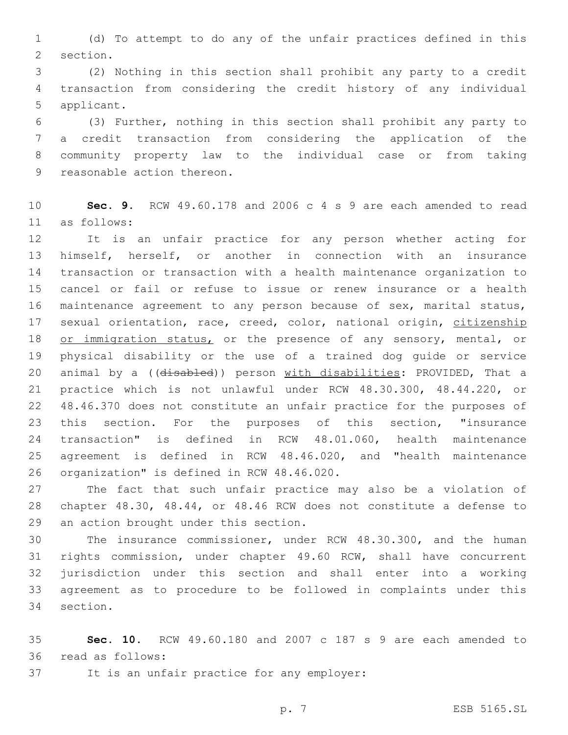(d) To attempt to do any of the unfair practices defined in this section.

(2) Nothing in this section shall prohibit any party to a credit transaction from considering the credit history of any individual applicant.

(3) Further, nothing in this section shall prohibit any party to a credit transaction from considering the application of the community property law to the individual case or from taking reasonable action thereon.

**Sec. 9.** RCW 49.60.178 and 2006 c 4 s 9 are each amended to read as follows:

It is an unfair practice for any person whether acting for himself, herself, or another in connection with an insurance transaction or transaction with a health maintenance organization to cancel or fail or refuse to issue or renew insurance or a health maintenance agreement to any person because of sex, marital status, sexual orientation, race, creed, color, national origin, citizenship or immigration status, or the presence of any sensory, mental, or physical disability or the use of a trained dog guide or service animal by a ((~~disabled~~)) person with disabilities: PROVIDED, That a practice which is not unlawful under RCW 48.30.300, 48.44.220, or 48.46.370 does not constitute an unfair practice for the purposes of this section. For the purposes of this section, "insurance transaction" is defined in RCW 48.01.060, health maintenance agreement is defined in RCW 48.46.020, and "health maintenance organization" is defined in RCW 48.46.020.

The fact that such unfair practice may also be a violation of chapter 48.30, 48.44, or 48.46 RCW does not constitute a defense to an action brought under this section.

The insurance commissioner, under RCW 48.30.300, and the human rights commission, under chapter 49.60 RCW, shall have concurrent jurisdiction under this section and shall enter into a working agreement as to procedure to be followed in complaints under this section.

**Sec. 10.** RCW 49.60.180 and 2007 c 187 s 9 are each amended to read as follows:

It is an unfair practice for any employer: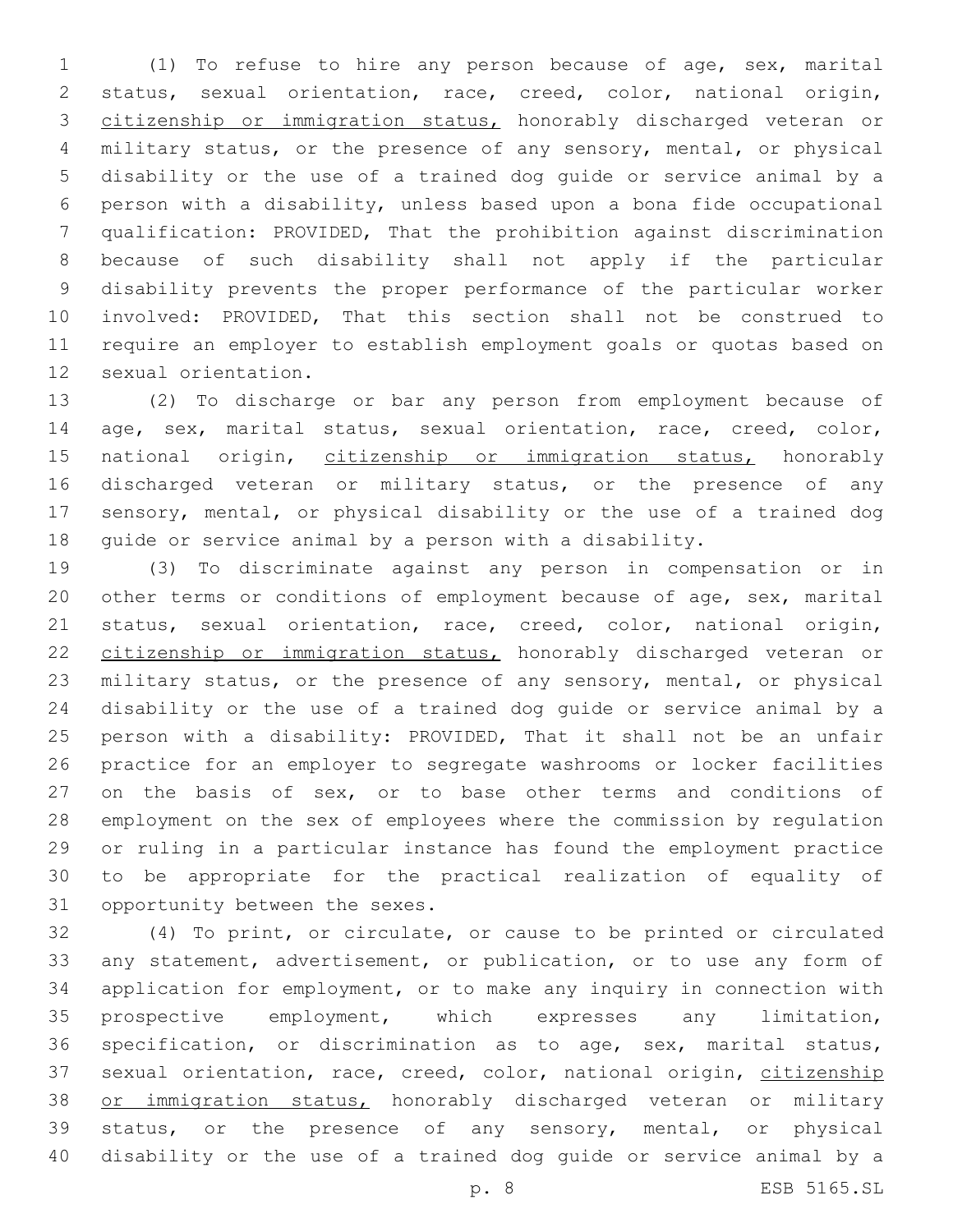(1) To refuse to hire any person because of age, sex, marital status, sexual orientation, race, creed, color, national origin, <u>citizenship or immigration status,</u> honorably discharged veteran or military status, or the presence of any sensory, mental, or physical disability or the use of a trained dog guide or service animal by a person with a disability, unless based upon a bona fide occupational qualification: PROVIDED, That the prohibition against discrimination because of such disability shall not apply if the particular disability prevents the proper performance of the particular worker involved: PROVIDED, That this section shall not be construed to require an employer to establish employment goals or quotas based on sexual orientation.

(2) To discharge or bar any person from employment because of age, sex, marital status, sexual orientation, race, creed, color, national origin, <u>citizenship or immigration status,</u> honorably discharged veteran or military status, or the presence of any sensory, mental, or physical disability or the use of a trained dog guide or service animal by a person with a disability.

(3) To discriminate against any person in compensation or in other terms or conditions of employment because of age, sex, marital status, sexual orientation, race, creed, color, national origin, <u>citizenship or immigration status,</u> honorably discharged veteran or military status, or the presence of any sensory, mental, or physical disability or the use of a trained dog guide or service animal by a person with a disability: PROVIDED, That it shall not be an unfair practice for an employer to segregate washrooms or locker facilities on the basis of sex, or to base other terms and conditions of employment on the sex of employees where the commission by regulation or ruling in a particular instance has found the employment practice to be appropriate for the practical realization of equality of opportunity between the sexes.

(4) To print, or circulate, or cause to be printed or circulated any statement, advertisement, or publication, or to use any form of application for employment, or to make any inquiry in connection with prospective employment, which expresses any limitation, specification, or discrimination as to age, sex, marital status, sexual orientation, race, creed, color, national origin, <u>citizenship or immigration status,</u> honorably discharged veteran or military status, or the presence of any sensory, mental, or physical disability or the use of a trained dog guide or service animal by a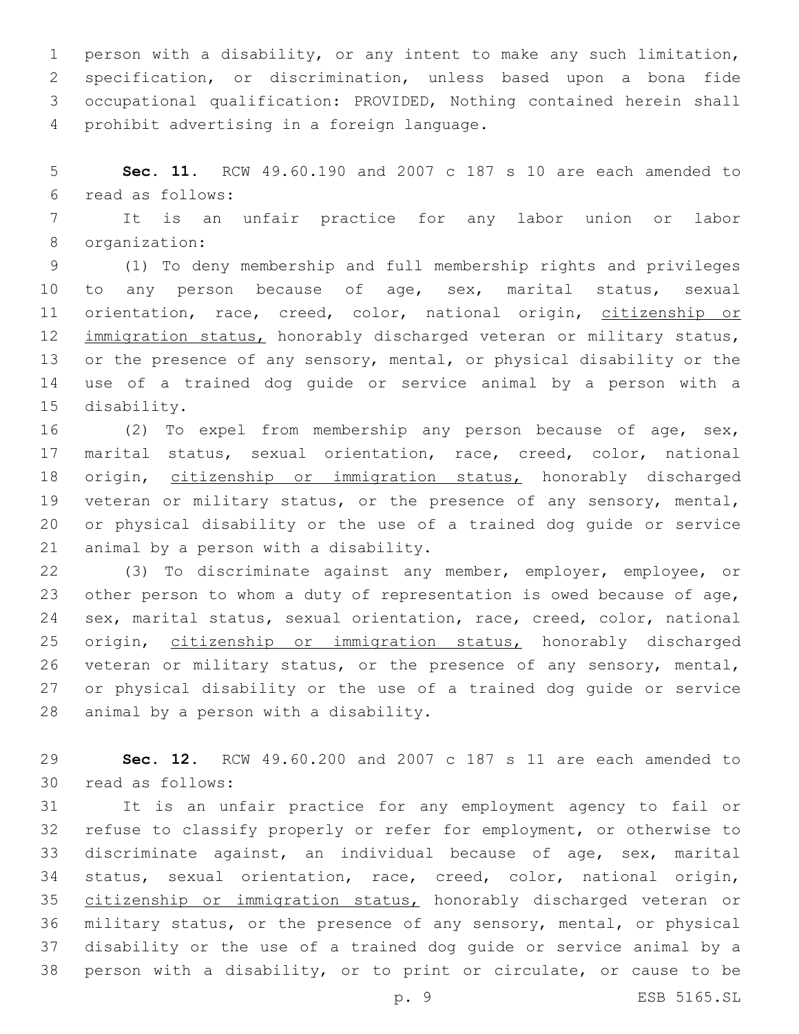person with a disability, or any intent to make any such limitation, specification, or discrimination, unless based upon a bona fide occupational qualification: PROVIDED, Nothing contained herein shall prohibit advertising in a foreign language.

**Sec. 11.** RCW 49.60.190 and 2007 c 187 s 10 are each amended to read as follows:

It is an unfair practice for any labor union or labor organization:

(1) To deny membership and full membership rights and privileges to any person because of age, sex, marital status, sexual orientation, race, creed, color, national origin, <u>citizenship or immigration status,</u> honorably discharged veteran or military status, or the presence of any sensory, mental, or physical disability or the use of a trained dog guide or service animal by a person with a disability.

(2) To expel from membership any person because of age, sex, marital status, sexual orientation, race, creed, color, national origin, <u>citizenship or immigration status,</u> honorably discharged veteran or military status, or the presence of any sensory, mental, or physical disability or the use of a trained dog guide or service animal by a person with a disability.

(3) To discriminate against any member, employer, employee, or other person to whom a duty of representation is owed because of age, sex, marital status, sexual orientation, race, creed, color, national origin, <u>citizenship or immigration status,</u> honorably discharged veteran or military status, or the presence of any sensory, mental, or physical disability or the use of a trained dog guide or service animal by a person with a disability.

**Sec. 12.** RCW 49.60.200 and 2007 c 187 s 11 are each amended to read as follows:

It is an unfair practice for any employment agency to fail or refuse to classify properly or refer for employment, or otherwise to discriminate against, an individual because of age, sex, marital status, sexual orientation, race, creed, color, national origin, <u>citizenship or immigration status,</u> honorably discharged veteran or military status, or the presence of any sensory, mental, or physical disability or the use of a trained dog guide or service animal by a person with a disability, or to print or circulate, or cause to be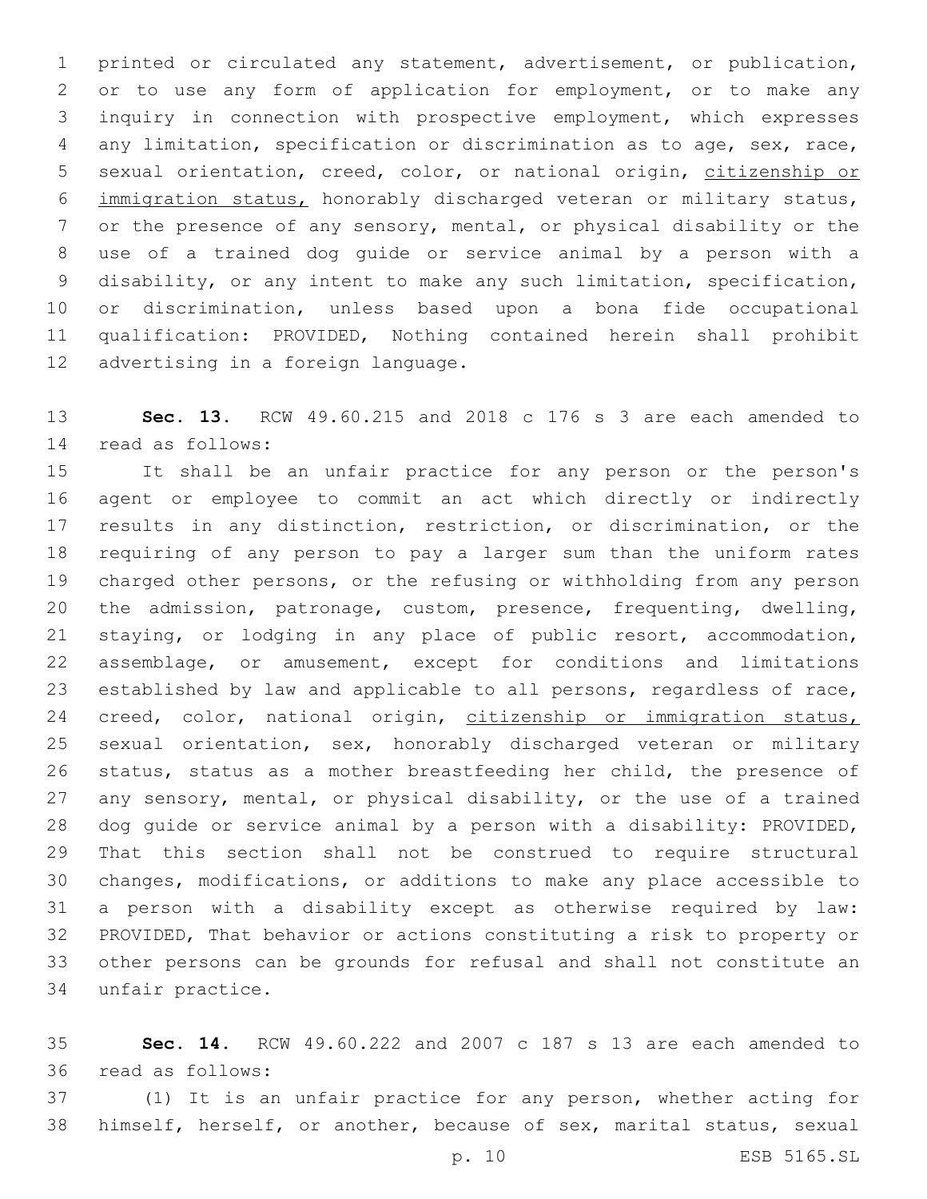printed or circulated any statement, advertisement, or publication, or to use any form of application for employment, or to make any inquiry in connection with prospective employment, which expresses any limitation, specification or discrimination as to age, sex, race, sexual orientation, creed, color, or national origin, <u>citizenship or immigration status,</u> honorably discharged veteran or military status, or the presence of any sensory, mental, or physical disability or the use of a trained dog guide or service animal by a person with a disability, or any intent to make any such limitation, specification, or discrimination, unless based upon a bona fide occupational qualification: PROVIDED, Nothing contained herein shall prohibit advertising in a foreign language.

**Sec. 13.** RCW 49.60.215 and 2018 c 176 s 3 are each amended to read as follows:

It shall be an unfair practice for any person or the person's agent or employee to commit an act which directly or indirectly results in any distinction, restriction, or discrimination, or the requiring of any person to pay a larger sum than the uniform rates charged other persons, or the refusing or withholding from any person the admission, patronage, custom, presence, frequenting, dwelling, staying, or lodging in any place of public resort, accommodation, assemblage, or amusement, except for conditions and limitations established by law and applicable to all persons, regardless of race, creed, color, national origin, <u>citizenship or immigration status,</u> sexual orientation, sex, honorably discharged veteran or military status, status as a mother breastfeeding her child, the presence of any sensory, mental, or physical disability, or the use of a trained dog guide or service animal by a person with a disability: PROVIDED, That this section shall not be construed to require structural changes, modifications, or additions to make any place accessible to a person with a disability except as otherwise required by law: PROVIDED, That behavior or actions constituting a risk to property or other persons can be grounds for refusal and shall not constitute an unfair practice.

**Sec. 14.** RCW 49.60.222 and 2007 c 187 s 13 are each amended to read as follows:

(1) It is an unfair practice for any person, whether acting for himself, herself, or another, because of sex, marital status, sexual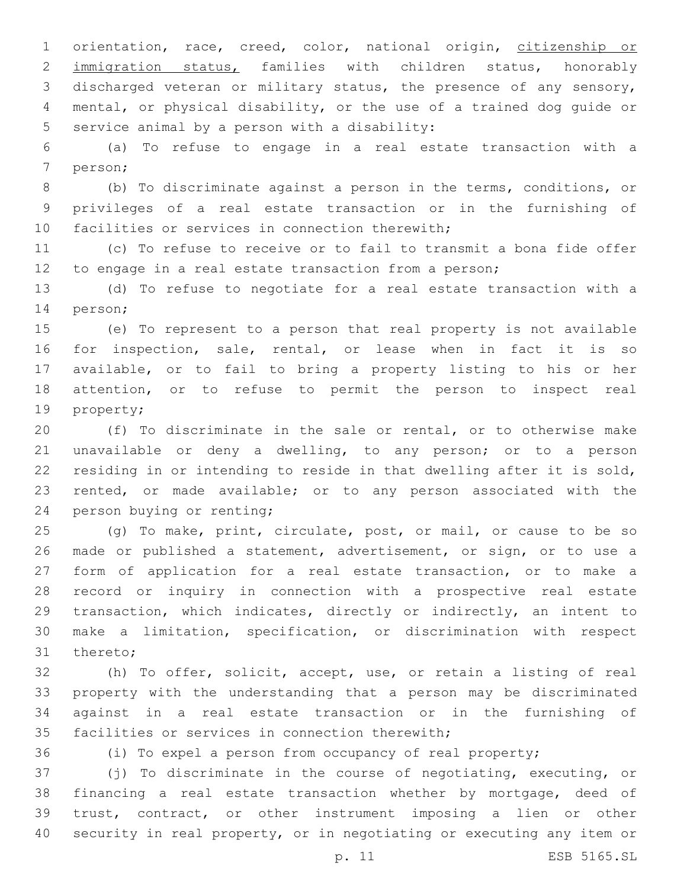orientation, race, creed, color, national origin, <u>citizenship or immigration status,</u> families with children status, honorably discharged veteran or military status, the presence of any sensory, mental, or physical disability, or the use of a trained dog guide or service animal by a person with a disability:

(a) To refuse to engage in a real estate transaction with a person;

(b) To discriminate against a person in the terms, conditions, or privileges of a real estate transaction or in the furnishing of facilities or services in connection therewith;

(c) To refuse to receive or to fail to transmit a bona fide offer to engage in a real estate transaction from a person;

(d) To refuse to negotiate for a real estate transaction with a person;

(e) To represent to a person that real property is not available for inspection, sale, rental, or lease when in fact it is so available, or to fail to bring a property listing to his or her attention, or to refuse to permit the person to inspect real property;

(f) To discriminate in the sale or rental, or to otherwise make unavailable or deny a dwelling, to any person; or to a person residing in or intending to reside in that dwelling after it is sold, rented, or made available; or to any person associated with the person buying or renting;

(g) To make, print, circulate, post, or mail, or cause to be so made or published a statement, advertisement, or sign, or to use a form of application for a real estate transaction, or to make a record or inquiry in connection with a prospective real estate transaction, which indicates, directly or indirectly, an intent to make a limitation, specification, or discrimination with respect thereto;

(h) To offer, solicit, accept, use, or retain a listing of real property with the understanding that a person may be discriminated against in a real estate transaction or in the furnishing of facilities or services in connection therewith;

(i) To expel a person from occupancy of real property;

(j) To discriminate in the course of negotiating, executing, or financing a real estate transaction whether by mortgage, deed of trust, contract, or other instrument imposing a lien or other security in real property, or in negotiating or executing any item or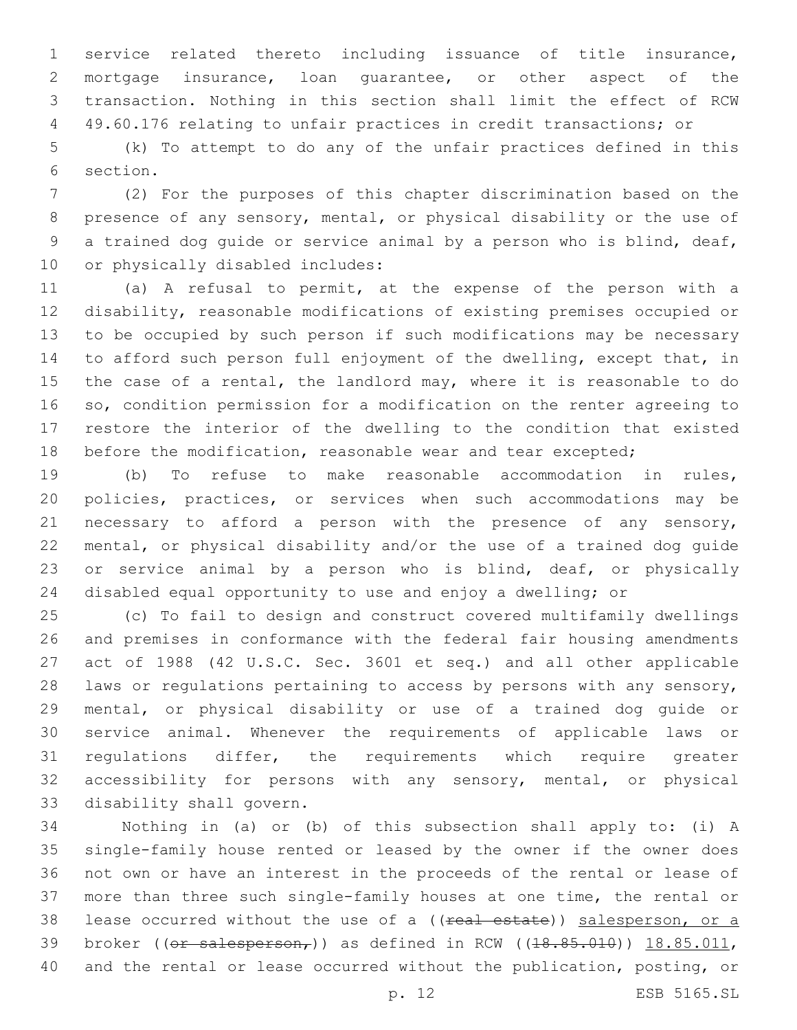service related thereto including issuance of title insurance, mortgage insurance, loan guarantee, or other aspect of the transaction. Nothing in this section shall limit the effect of RCW 49.60.176 relating to unfair practices in credit transactions; or

(k) To attempt to do any of the unfair practices defined in this section.

(2) For the purposes of this chapter discrimination based on the presence of any sensory, mental, or physical disability or the use of a trained dog guide or service animal by a person who is blind, deaf, or physically disabled includes:

(a) A refusal to permit, at the expense of the person with a disability, reasonable modifications of existing premises occupied or to be occupied by such person if such modifications may be necessary to afford such person full enjoyment of the dwelling, except that, in the case of a rental, the landlord may, where it is reasonable to do so, condition permission for a modification on the renter agreeing to restore the interior of the dwelling to the condition that existed before the modification, reasonable wear and tear excepted;

(b) To refuse to make reasonable accommodation in rules, policies, practices, or services when such accommodations may be necessary to afford a person with the presence of any sensory, mental, or physical disability and/or the use of a trained dog guide or service animal by a person who is blind, deaf, or physically disabled equal opportunity to use and enjoy a dwelling; or

(c) To fail to design and construct covered multifamily dwellings and premises in conformance with the federal fair housing amendments act of 1988 (42 U.S.C. Sec. 3601 et seq.) and all other applicable laws or regulations pertaining to access by persons with any sensory, mental, or physical disability or use of a trained dog guide or service animal. Whenever the requirements of applicable laws or regulations differ, the requirements which require greater accessibility for persons with any sensory, mental, or physical disability shall govern.

Nothing in (a) or (b) of this subsection shall apply to: (i) A single-family house rented or leased by the owner if the owner does not own or have an interest in the proceeds of the rental or lease of more than three such single-family houses at one time, the rental or lease occurred without the use of a ((~~real estate~~)) <u>salesperson, or a</u> broker ((~~or salesperson,~~)) as defined in RCW ((~~18.85.010~~)) <u>18.85.011</u>, and the rental or lease occurred without the publication, posting, or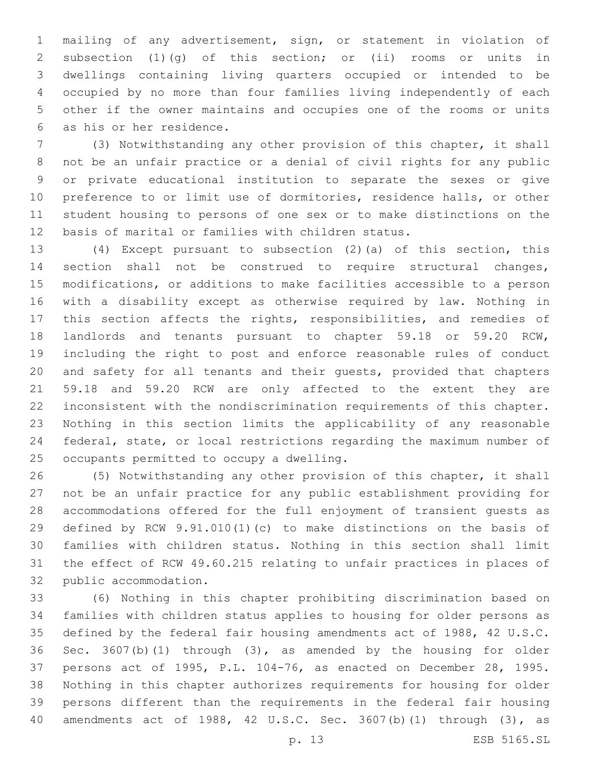mailing of any advertisement, sign, or statement in violation of subsection (1)(g) of this section; or (ii) rooms or units in dwellings containing living quarters occupied or intended to be occupied by no more than four families living independently of each other if the owner maintains and occupies one of the rooms or units as his or her residence.

(3) Notwithstanding any other provision of this chapter, it shall not be an unfair practice or a denial of civil rights for any public or private educational institution to separate the sexes or give preference to or limit use of dormitories, residence halls, or other student housing to persons of one sex or to make distinctions on the basis of marital or families with children status.

(4) Except pursuant to subsection (2)(a) of this section, this section shall not be construed to require structural changes, modifications, or additions to make facilities accessible to a person with a disability except as otherwise required by law. Nothing in this section affects the rights, responsibilities, and remedies of landlords and tenants pursuant to chapter 59.18 or 59.20 RCW, including the right to post and enforce reasonable rules of conduct and safety for all tenants and their guests, provided that chapters 59.18 and 59.20 RCW are only affected to the extent they are inconsistent with the nondiscrimination requirements of this chapter. Nothing in this section limits the applicability of any reasonable federal, state, or local restrictions regarding the maximum number of occupants permitted to occupy a dwelling.

(5) Notwithstanding any other provision of this chapter, it shall not be an unfair practice for any public establishment providing for accommodations offered for the full enjoyment of transient guests as defined by RCW 9.91.010(1)(c) to make distinctions on the basis of families with children status. Nothing in this section shall limit the effect of RCW 49.60.215 relating to unfair practices in places of public accommodation.

(6) Nothing in this chapter prohibiting discrimination based on families with children status applies to housing for older persons as defined by the federal fair housing amendments act of 1988, 42 U.S.C. Sec. 3607(b)(1) through (3), as amended by the housing for older persons act of 1995, P.L. 104-76, as enacted on December 28, 1995. Nothing in this chapter authorizes requirements for housing for older persons different than the requirements in the federal fair housing amendments act of 1988, 42 U.S.C. Sec. 3607(b)(1) through (3), as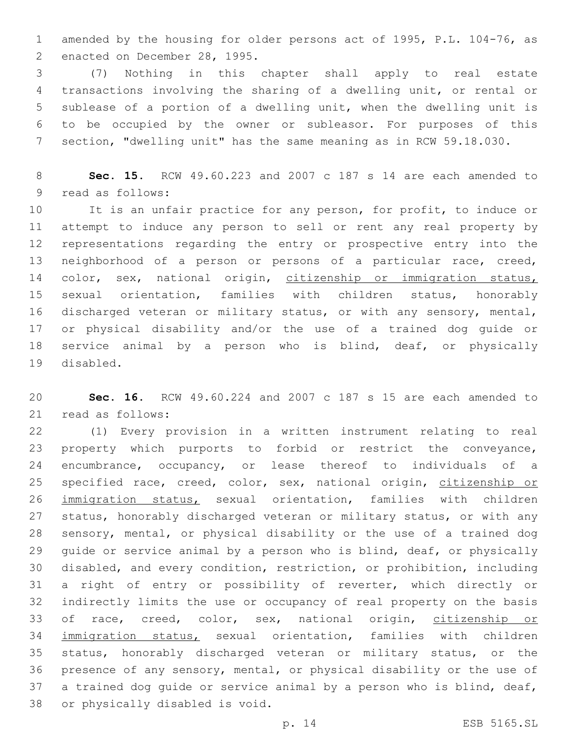amended by the housing for older persons act of 1995, P.L. 104-76, as enacted on December 28, 1995.

(7) Nothing in this chapter shall apply to real estate transactions involving the sharing of a dwelling unit, or rental or sublease of a portion of a dwelling unit, when the dwelling unit is to be occupied by the owner or subleasor. For purposes of this section, "dwelling unit" has the same meaning as in RCW 59.18.030.

**Sec. 15.** RCW 49.60.223 and 2007 c 187 s 14 are each amended to read as follows:

It is an unfair practice for any person, for profit, to induce or attempt to induce any person to sell or rent any real property by representations regarding the entry or prospective entry into the neighborhood of a person or persons of a particular race, creed, color, sex, national origin, <u>citizenship or immigration status,</u> sexual orientation, families with children status, honorably discharged veteran or military status, or with any sensory, mental, or physical disability and/or the use of a trained dog guide or service animal by a person who is blind, deaf, or physically disabled.

**Sec. 16.** RCW 49.60.224 and 2007 c 187 s 15 are each amended to read as follows:

(1) Every provision in a written instrument relating to real property which purports to forbid or restrict the conveyance, encumbrance, occupancy, or lease thereof to individuals of a specified race, creed, color, sex, national origin, <u>citizenship or immigration status,</u> sexual orientation, families with children status, honorably discharged veteran or military status, or with any sensory, mental, or physical disability or the use of a trained dog guide or service animal by a person who is blind, deaf, or physically disabled, and every condition, restriction, or prohibition, including a right of entry or possibility of reverter, which directly or indirectly limits the use or occupancy of real property on the basis of race, creed, color, sex, national origin, <u>citizenship or immigration status,</u> sexual orientation, families with children status, honorably discharged veteran or military status, or the presence of any sensory, mental, or physical disability or the use of a trained dog guide or service animal by a person who is blind, deaf, or physically disabled is void.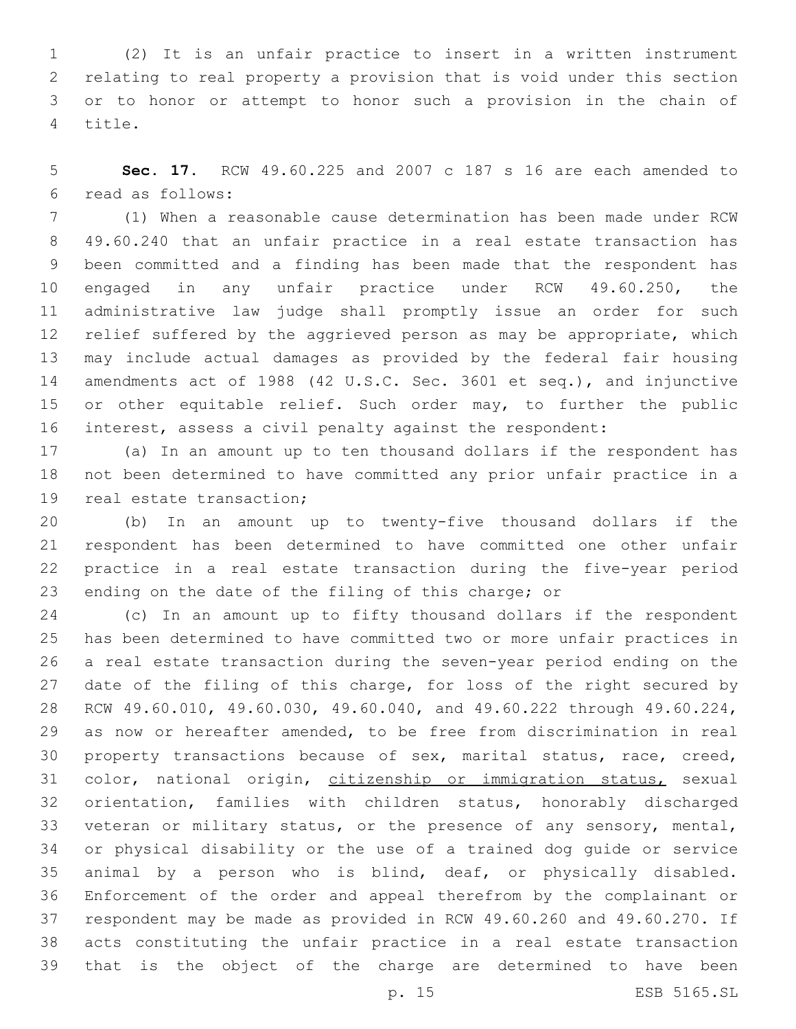(2) It is an unfair practice to insert in a written instrument relating to real property a provision that is void under this section or to honor or attempt to honor such a provision in the chain of title.

**Sec. 17.** RCW 49.60.225 and 2007 c 187 s 16 are each amended to read as follows:

(1) When a reasonable cause determination has been made under RCW 49.60.240 that an unfair practice in a real estate transaction has been committed and a finding has been made that the respondent has engaged in any unfair practice under RCW 49.60.250, the administrative law judge shall promptly issue an order for such relief suffered by the aggrieved person as may be appropriate, which may include actual damages as provided by the federal fair housing amendments act of 1988 (42 U.S.C. Sec. 3601 et seq.), and injunctive or other equitable relief. Such order may, to further the public interest, assess a civil penalty against the respondent:

(a) In an amount up to ten thousand dollars if the respondent has not been determined to have committed any prior unfair practice in a real estate transaction;

(b) In an amount up to twenty-five thousand dollars if the respondent has been determined to have committed one other unfair practice in a real estate transaction during the five-year period ending on the date of the filing of this charge; or

(c) In an amount up to fifty thousand dollars if the respondent has been determined to have committed two or more unfair practices in a real estate transaction during the seven-year period ending on the date of the filing of this charge, for loss of the right secured by RCW 49.60.010, 49.60.030, 49.60.040, and 49.60.222 through 49.60.224, as now or hereafter amended, to be free from discrimination in real property transactions because of sex, marital status, race, creed, color, national origin, <u>citizenship or immigration status,</u> sexual orientation, families with children status, honorably discharged veteran or military status, or the presence of any sensory, mental, or physical disability or the use of a trained dog guide or service animal by a person who is blind, deaf, or physically disabled. Enforcement of the order and appeal therefrom by the complainant or respondent may be made as provided in RCW 49.60.260 and 49.60.270. If acts constituting the unfair practice in a real estate transaction that is the object of the charge are determined to have been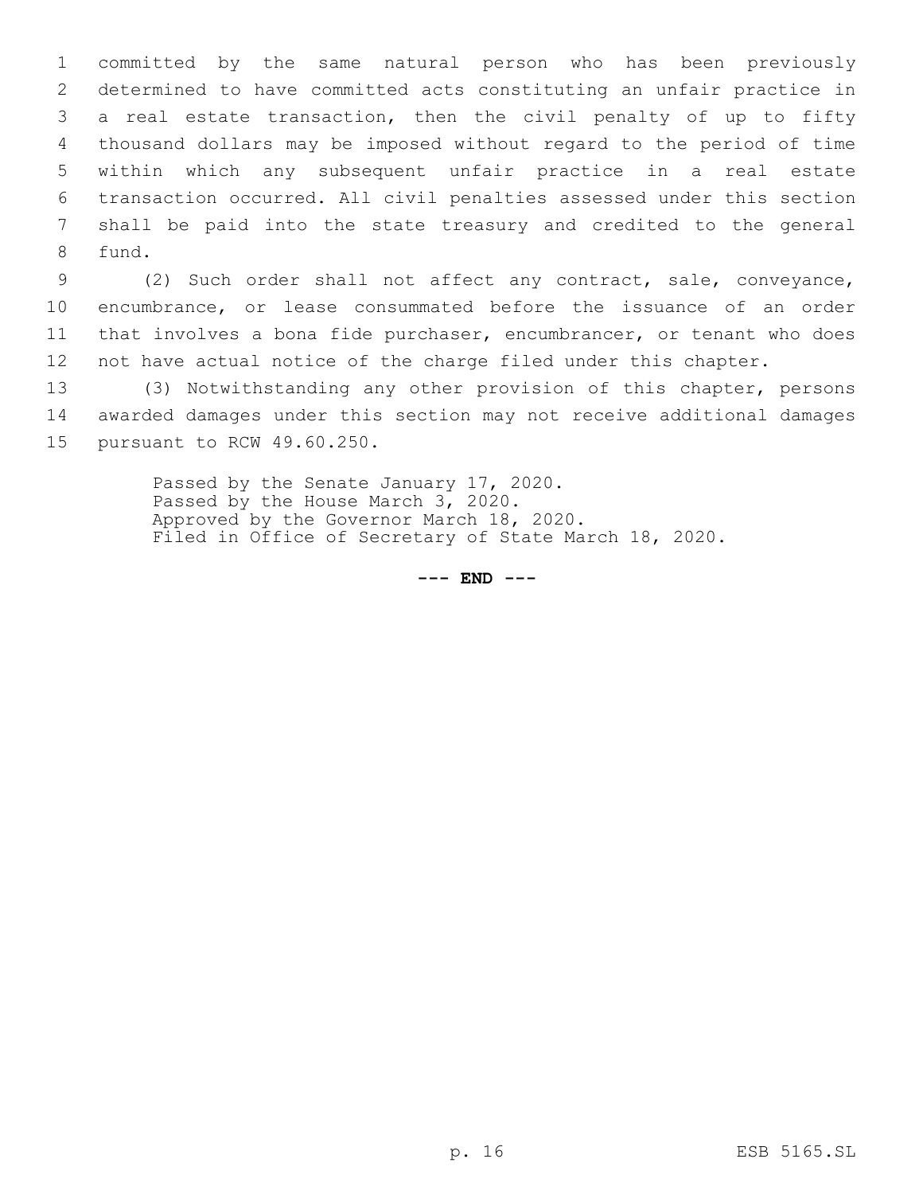committed by the same natural person who has been previously determined to have committed acts constituting an unfair practice in a real estate transaction, then the civil penalty of up to fifty thousand dollars may be imposed without regard to the period of time within which any subsequent unfair practice in a real estate transaction occurred. All civil penalties assessed under this section shall be paid into the state treasury and credited to the general fund.

(2) Such order shall not affect any contract, sale, conveyance, encumbrance, or lease consummated before the issuance of an order that involves a bona fide purchaser, encumbrancer, or tenant who does not have actual notice of the charge filed under this chapter.

(3) Notwithstanding any other provision of this chapter, persons awarded damages under this section may not receive additional damages pursuant to RCW 49.60.250.

Passed by the Senate January 17, 2020.
Passed by the House March 3, 2020.
Approved by the Governor March 18, 2020.
Filed in Office of Secretary of State March 18, 2020.

**--- END ---**